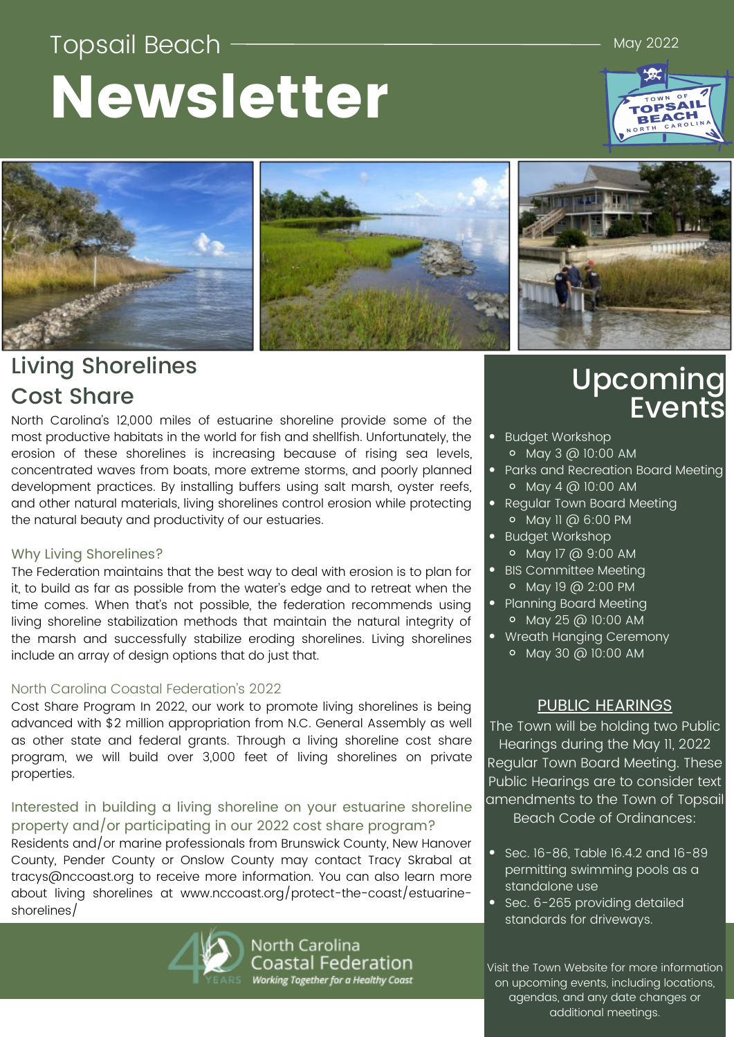Topsail Beach

# Newsletter

May 2022

## Living Shorelines Cost Share

North Carolina's 12,000 miles of estuarine shoreline provide some of the most productive habitats in the world for fish and shellfish. Unfortunately, the erosion of these shorelines is increasing because of rising sea levels, concentrated waves from boats, more extreme storms, and poorly planned development practices. By installing buffers using salt marsh, oyster reefs, and other natural materials, living shorelines control erosion while protecting the natural beauty and productivity of our estuaries.

### Why Living Shorelines?

The Federation maintains that the best way to deal with erosion is to plan for it, to build as far as possible from the water's edge and to retreat when the time comes. When that's not possible, the federation recommends using living shoreline stabilization methods that maintain the natural integrity of the marsh and successfully stabilize eroding shorelines. Living shorelines include an array of design options that do just that.

### North Carolina Coastal Federation's 2022

Cost Share Program In 2022, our work to promote living shorelines is being advanced with $2 million appropriation from N.C. General Assembly as well as other state and federal grants. Through a living shoreline cost share program, we will build over 3,000 feet of living shorelines on private properties.

### Interested in building a living shoreline on your estuarine shoreline property and/or participating in our 2022 cost share program?

Residents and/or marine professionals from Brunswick County, New Hanover County, Pender County or Onslow County may contact Tracy Skrabal at tracys@nccoast.org to receive more information. You can also learn more about living shorelines at www.nccoast.org/protect-the-coast/estuarine-shorelines/

North Carolina Coastal Federation
*Working Together for a Healthy Coast*

## Upcoming Events

- Budget Workshop
  - May 3 @ 10:00 AM
- Parks and Recreation Board Meeting
  - May 4 @ 10:00 AM
- Regular Town Board Meeting
  - May 11 @ 6:00 PM
- Budget Workshop
  - May 17 @ 9:00 AM
- BIS Committee Meeting
  - May 19 @ 2:00 PM
- Planning Board Meeting
  - May 25 @ 10:00 AM
- Wreath Hanging Ceremony
  - May 30 @ 10:00 AM

### PUBLIC HEARINGS

The Town will be holding two Public Hearings during the May 11, 2022 Regular Town Board Meeting. These Public Hearings are to consider text amendments to the Town of Topsail Beach Code of Ordinances:

- Sec. 16-86, Table 16.4.2 and 16-89 permitting swimming pools as a standalone use
- Sec. 6-265 providing detailed standards for driveways.

Visit the Town Website for more information on upcoming events, including locations, agendas, and any date changes or additional meetings.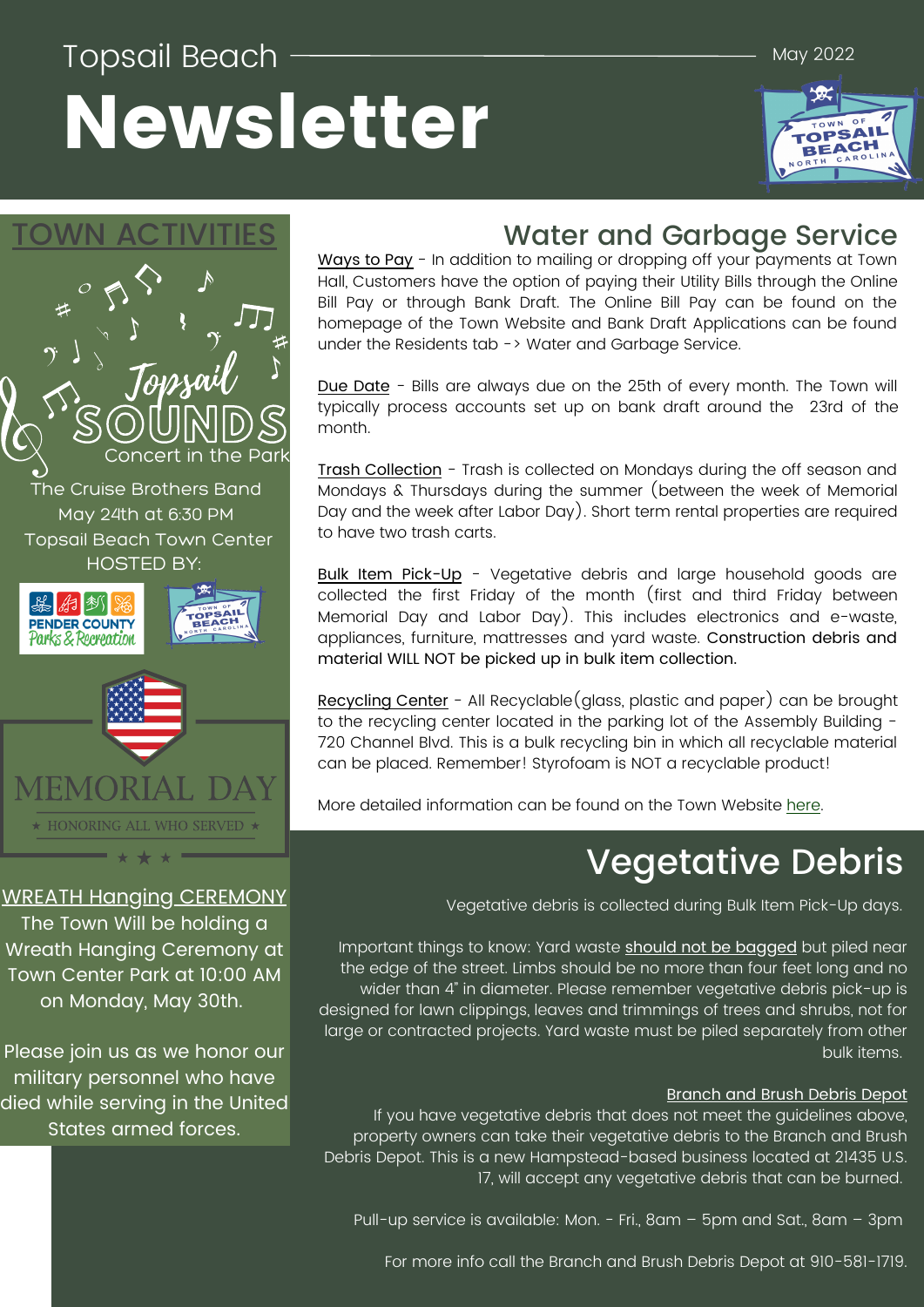Topsail Beach

# Newsletter

May 2022

## TOWN ACTIVITIES

Topsail SOUNDS

Concert in the Park

The Cruise Brothers Band
May 24th at 6:30 PM
Topsail Beach Town Center
HOSTED BY:

PENDER COUNTY Parks & Recreation

TOWN OF TOPSAIL BEACH NORTH CAROLINA

MEMORIAL DAY

★ HONORING ALL WHO SERVED ★

WREATH Hanging CEREMONY

The Town Will be holding a Wreath Hanging Ceremony at Town Center Park at 10:00 AM on Monday, May 30th.

Please join us as we honor our military personnel who have died while serving in the United States armed forces.

## Water and Garbage Service

Ways to Pay - In addition to mailing or dropping off your payments at Town Hall, Customers have the option of paying their Utility Bills through the Online Bill Pay or through Bank Draft. The Online Bill Pay can be found on the homepage of the Town Website and Bank Draft Applications can be found under the Residents tab -> Water and Garbage Service.

Due Date - Bills are always due on the 25th of every month. The Town will typically process accounts set up on bank draft around the 23rd of the month.

Trash Collection - Trash is collected on Mondays during the off season and Mondays & Thursdays during the summer (between the week of Memorial Day and the week after Labor Day). Short term rental properties are required to have two trash carts.

Bulk Item Pick-Up - Vegetative debris and large household goods are collected the first Friday of the month (first and third Friday between Memorial Day and Labor Day). This includes electronics and e-waste, appliances, furniture, mattresses and yard waste. Construction debris and material WILL NOT be picked up in bulk item collection.

Recycling Center - All Recyclable(glass, plastic and paper) can be brought to the recycling center located in the parking lot of the Assembly Building - 720 Channel Blvd. This is a bulk recycling bin in which all recyclable material can be placed. Remember! Styrofoam is NOT a recyclable product!

More detailed information can be found on the Town Website here.

## Vegetative Debris

Vegetative debris is collected during Bulk Item Pick-Up days.

Important things to know: Yard waste should not be bagged but piled near the edge of the street. Limbs should be no more than four feet long and no wider than 4" in diameter. Please remember vegetative debris pick-up is designed for lawn clippings, leaves and trimmings of trees and shrubs, not for large or contracted projects. Yard waste must be piled separately from other bulk items.

Branch and Brush Debris Depot

If you have vegetative debris that does not meet the guidelines above, property owners can take their vegetative debris to the Branch and Brush Debris Depot. This is a new Hampstead-based business located at 21435 U.S. 17, will accept any vegetative debris that can be burned.

Pull-up service is available: Mon. - Fri., 8am – 5pm and Sat., 8am – 3pm

For more info call the Branch and Brush Debris Depot at 910-581-1719.